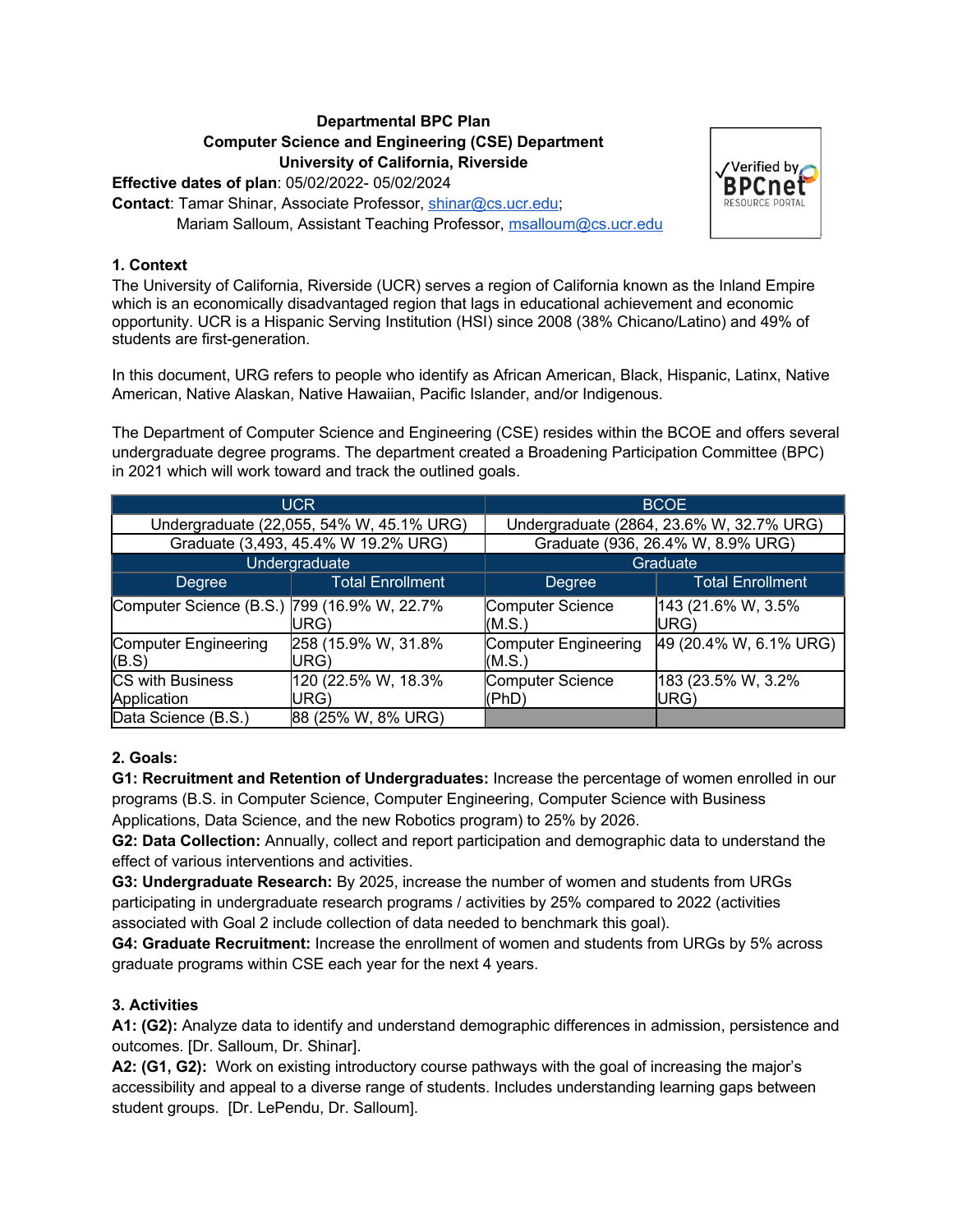**Departmental BPC Plan**
**Computer Science and Engineering (CSE) Department**
**University of California, Riverside**

**Effective dates of plan**: 05/02/2022- 05/02/2024
**Contact**: Tamar Shinar, Associate Professor, shinar@cs.ucr.edu;
Mariam Salloum, Assistant Teaching Professor, msalloum@cs.ucr.edu

✓Verified by BPCnet RESOURCE PORTAL

**1. Context**

The University of California, Riverside (UCR) serves a region of California known as the Inland Empire which is an economically disadvantaged region that lags in educational achievement and economic opportunity. UCR is a Hispanic Serving Institution (HSI) since 2008 (38% Chicano/Latino) and 49% of students are first-generation.

In this document, URG refers to people who identify as African American, Black, Hispanic, Latinx, Native American, Native Alaskan, Native Hawaiian, Pacific Islander, and/or Indigenous.

The Department of Computer Science and Engineering (CSE) resides within the BCOE and offers several undergraduate degree programs. The department created a Broadening Participation Committee (BPC) in 2021 which will work toward and track the outlined goals.

| UCR | | BCOE | |
|---|---|---|---|
| Undergraduate (22,055, 54% W, 45.1% URG) | | Undergraduate (2864, 23.6% W, 32.7% URG) | |
| Graduate (3,493, 45.4% W 19.2% URG) | | Graduate (936, 26.4% W, 8.9% URG) | |
| Undergraduate | | Graduate | |
| Degree | Total Enrollment | Degree | Total Enrollment |
| Computer Science (B.S.) | 799 (16.9% W, 22.7% URG) | Computer Science (M.S.) | 143 (21.6% W, 3.5% URG) |
| Computer Engineering (B.S) | 258 (15.9% W, 31.8% URG) | Computer Engineering (M.S.) | 49 (20.4% W, 6.1% URG) |
| CS with Business Application | 120 (22.5% W, 18.3% URG) | Computer Science (PhD) | 183 (23.5% W, 3.2% URG) |
| Data Science (B.S.) | 88 (25% W, 8% URG) | | |

**2. Goals:**

**G1: Recruitment and Retention of Undergraduates:** Increase the percentage of women enrolled in our programs (B.S. in Computer Science, Computer Engineering, Computer Science with Business Applications, Data Science, and the new Robotics program) to 25% by 2026.

**G2: Data Collection:** Annually, collect and report participation and demographic data to understand the effect of various interventions and activities.

**G3: Undergraduate Research:** By 2025, increase the number of women and students from URGs participating in undergraduate research programs / activities by 25% compared to 2022 (activities associated with Goal 2 include collection of data needed to benchmark this goal).

**G4: Graduate Recruitment:** Increase the enrollment of women and students from URGs by 5% across graduate programs within CSE each year for the next 4 years.

**3. Activities**

**A1: (G2):** Analyze data to identify and understand demographic differences in admission, persistence and outcomes. [Dr. Salloum, Dr. Shinar].

**A2: (G1, G2):** Work on existing introductory course pathways with the goal of increasing the major's accessibility and appeal to a diverse range of students. Includes understanding learning gaps between student groups. [Dr. LePendu, Dr. Salloum].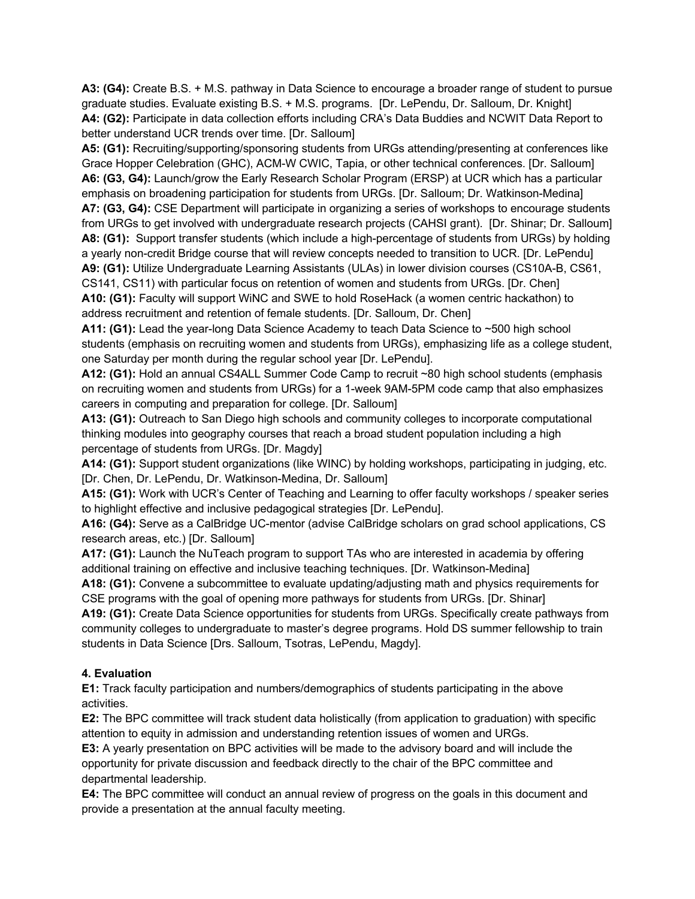**A3: (G4):** Create B.S. + M.S. pathway in Data Science to encourage a broader range of student to pursue graduate studies. Evaluate existing B.S. + M.S. programs. [Dr. LePendu, Dr. Salloum, Dr. Knight]
**A4: (G2):** Participate in data collection efforts including CRA's Data Buddies and NCWIT Data Report to better understand UCR trends over time. [Dr. Salloum]
**A5: (G1):** Recruiting/supporting/sponsoring students from URGs attending/presenting at conferences like Grace Hopper Celebration (GHC), ACM-W CWIC, Tapia, or other technical conferences. [Dr. Salloum]
**A6: (G3, G4):** Launch/grow the Early Research Scholar Program (ERSP) at UCR which has a particular emphasis on broadening participation for students from URGs. [Dr. Salloum; Dr. Watkinson-Medina]
**A7: (G3, G4):** CSE Department will participate in organizing a series of workshops to encourage students from URGs to get involved with undergraduate research projects (CAHSI grant). [Dr. Shinar; Dr. Salloum]
**A8: (G1):** Support transfer students (which include a high-percentage of students from URGs) by holding a yearly non-credit Bridge course that will review concepts needed to transition to UCR. [Dr. LePendu]
**A9: (G1):** Utilize Undergraduate Learning Assistants (ULAs) in lower division courses (CS10A-B, CS61, CS141, CS11) with particular focus on retention of women and students from URGs. [Dr. Chen]
**A10: (G1):** Faculty will support WiNC and SWE to hold RoseHack (a women centric hackathon) to address recruitment and retention of female students. [Dr. Salloum, Dr. Chen]
**A11: (G1):** Lead the year-long Data Science Academy to teach Data Science to ~500 high school students (emphasis on recruiting women and students from URGs), emphasizing life as a college student, one Saturday per month during the regular school year [Dr. LePendu].
**A12: (G1):** Hold an annual CS4ALL Summer Code Camp to recruit ~80 high school students (emphasis on recruiting women and students from URGs) for a 1-week 9AM-5PM code camp that also emphasizes careers in computing and preparation for college. [Dr. Salloum]
**A13: (G1):** Outreach to San Diego high schools and community colleges to incorporate computational thinking modules into geography courses that reach a broad student population including a high percentage of students from URGs. [Dr. Magdy]
**A14: (G1):** Support student organizations (like WINC) by holding workshops, participating in judging, etc. [Dr. Chen, Dr. LePendu, Dr. Watkinson-Medina, Dr. Salloum]
**A15: (G1):** Work with UCR's Center of Teaching and Learning to offer faculty workshops / speaker series to highlight effective and inclusive pedagogical strategies [Dr. LePendu].
**A16: (G4):** Serve as a CalBridge UC-mentor (advise CalBridge scholars on grad school applications, CS research areas, etc.) [Dr. Salloum]
**A17: (G1):** Launch the NuTeach program to support TAs who are interested in academia by offering additional training on effective and inclusive teaching techniques. [Dr. Watkinson-Medina]
**A18: (G1):** Convene a subcommittee to evaluate updating/adjusting math and physics requirements for CSE programs with the goal of opening more pathways for students from URGs. [Dr. Shinar]
**A19: (G1):** Create Data Science opportunities for students from URGs. Specifically create pathways from community colleges to undergraduate to master's degree programs. Hold DS summer fellowship to train students in Data Science [Drs. Salloum, Tsotras, LePendu, Magdy].

**4. Evaluation**

**E1:** Track faculty participation and numbers/demographics of students participating in the above activities.
**E2:** The BPC committee will track student data holistically (from application to graduation) with specific attention to equity in admission and understanding retention issues of women and URGs.
**E3:** A yearly presentation on BPC activities will be made to the advisory board and will include the opportunity for private discussion and feedback directly to the chair of the BPC committee and departmental leadership.
**E4:** The BPC committee will conduct an annual review of progress on the goals in this document and provide a presentation at the annual faculty meeting.